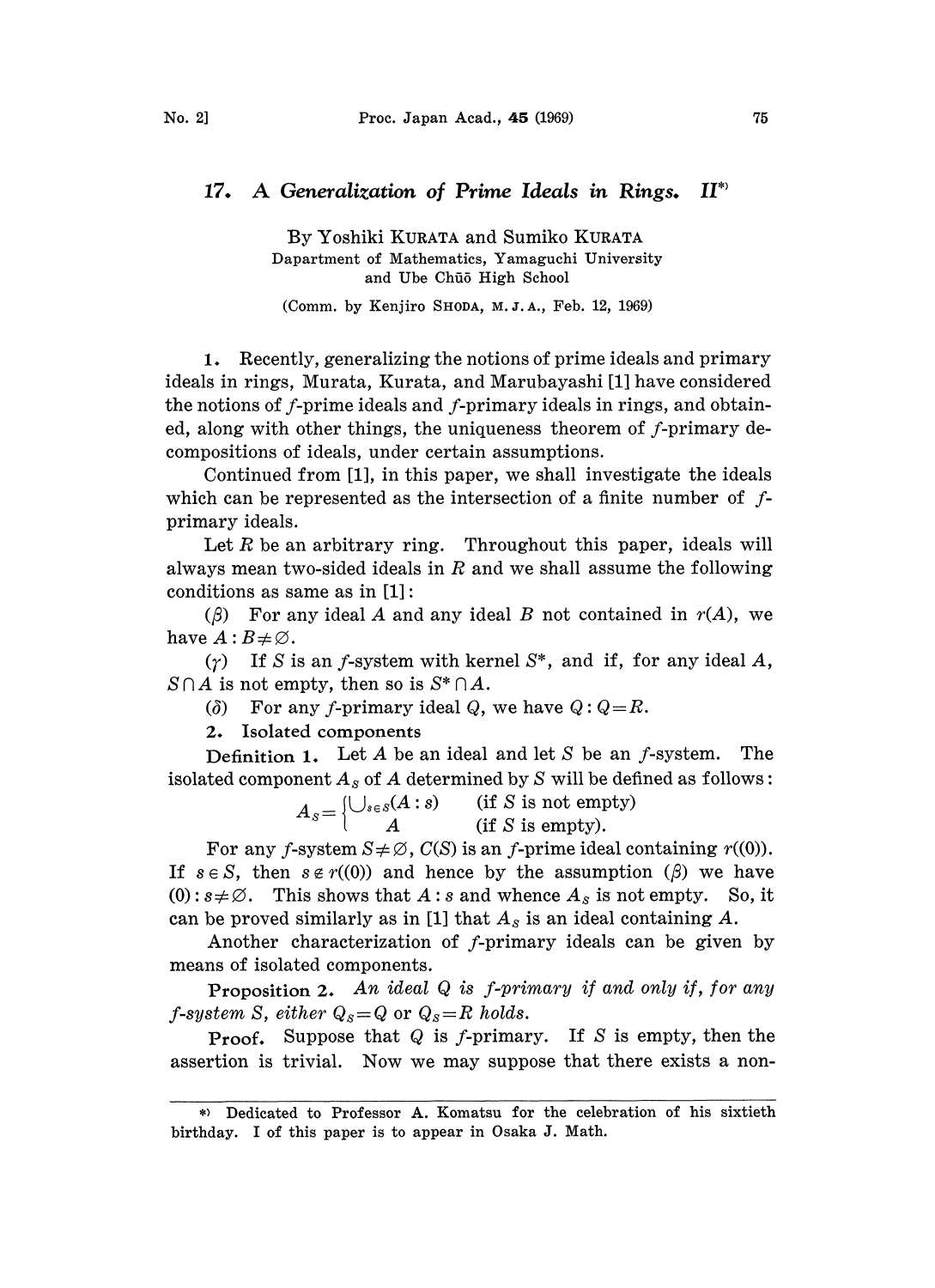# 17. A Generalization of Prime Ideals in Rings. II*)

By Yoshiki KURATA and Sumiko KURATA

Dapartment of Mathematics, Yamaguchi University and Ube Chūō High School

(Comm. by Kenjiro SHODA, M. J. A., Feb. 12, 1969)

1. Recently, generalizing the notions of prime ideals and primary ideals in rings, Murata, Kurata, and Marubayashi [1] have considered the notions of $f$-prime ideals and $f$-primary ideals in rings, and obtained, along with other things, the uniqueness theorem of $f$-primary decompositions of ideals, under certain assumptions.

Continued from [1], in this paper, we shall investigate the ideals which can be represented as the intersection of a finite number of $f$-primary ideals.

Let $R$ be an arbitrary ring. Throughout this paper, ideals will always mean two-sided ideals in $R$ and we shall assume the following conditions as same as in [1]:

($\beta$) For any ideal $A$ and any ideal $B$ not contained in $r(A)$, we have $A:B\neq\varnothing$.

($\gamma$) If $S$ is an $f$-system with kernel $S^*$, and if, for any ideal $A$, $S\cap A$ is not empty, then so is $S^*\cap A$.

($\delta$) For any $f$-primary ideal $Q$, we have $Q:Q=R$.

2. **Isolated components**

**Definition 1.** Let $A$ be an ideal and let $S$ be an $f$-system. The isolated component $A_S$ of $A$ determined by $S$ will be defined as follows:

$$A_S=\begin{cases}\bigcup_{s\in S}(A:s) & \text{(if } S \text{ is not empty)}\\ A & \text{(if } S \text{ is empty).}\end{cases}$$

For any $f$-system $S\neq\varnothing$, $C(S)$ is an $f$-prime ideal containing $r((0))$. If $s\in S$, then $s\notin r((0))$ and hence by the assumption ($\beta$) we have $(0):s\neq\varnothing$. This shows that $A:s$ and whence $A_S$ is not empty. So, it can be proved similarly as in [1] that $A_S$ is an ideal containing $A$.

Another characterization of $f$-primary ideals can be given by means of isolated components.

**Proposition 2.** *An ideal $Q$ is $f$-primary if and only if, for any $f$-system $S$, either $Q_S=Q$ or $Q_S=R$ holds.*

*Proof.* Suppose that $Q$ is $f$-primary. If $S$ is empty, then the assertion is trivial. Now we may suppose that there exists a non-

---

*) Dedicated to Professor A. Komatsu for the celebration of his sixtieth birthday. I of this paper is to appear in Osaka J. Math.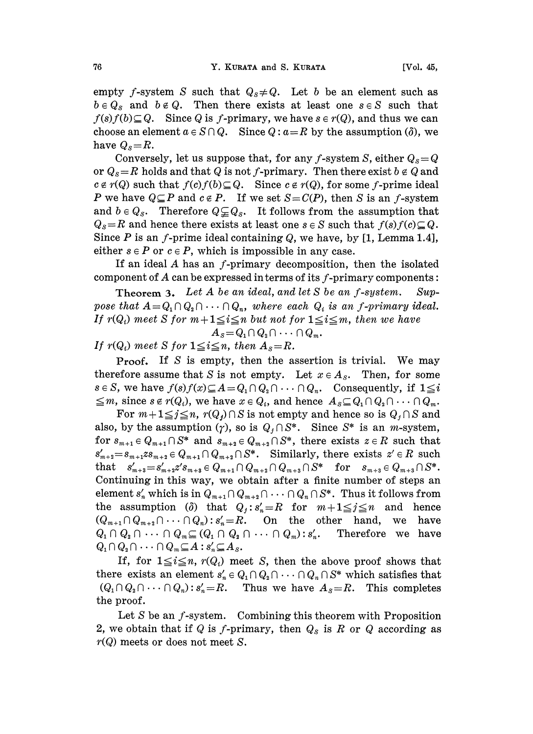empty $f$-system $S$ such that $Q_S \neq Q$. Let $b$ be an element such as $b \in Q_S$ and $b \notin Q$. Then there exists at least one $s \in S$ such that $f(s)f(b) \subseteq Q$. Since $Q$ is $f$-primary, we have $s \in r(Q)$, and thus we can choose an element $a \in S \cap Q$. Since $Q : a = R$ by the assumption ($\delta$), we have $Q_S = R$.

Conversely, let us suppose that, for any $f$-system $S$, either $Q_S = Q$ or $Q_S = R$ holds and that $Q$ is not $f$-primary. Then there exist $b \notin Q$ and $c \notin r(Q)$ such that $f(c)f(b) \subseteq Q$. Since $c \notin r(Q)$, for some $f$-prime ideal $P$ we have $Q \subseteq P$ and $c \notin P$. If we set $S = C(P)$, then $S$ is an $f$-system and $b \in Q_S$. Therefore $Q \subsetneqq Q_S$. It follows from the assumption that $Q_S = R$ and hence there exists at least one $s \in S$ such that $f(s)f(c) \subseteq Q$. Since $P$ is an $f$-prime ideal containing $Q$, we have, by [1, Lemma 1.4], either $s \in P$ or $c \in P$, which is impossible in any case.

If an ideal $A$ has an $f$-primary decomposition, then the isolated component of $A$ can be expressed in terms of its $f$-primary components:

**Theorem 3.** *Let $A$ be an ideal, and let $S$ be an $f$-system. Suppose that $A = Q_1 \cap Q_2 \cap \cdots \cap Q_n$, where each $Q_i$ is an $f$-primary ideal. If $r(Q_i)$ meet $S$ for $m+1 \leqq i \leqq n$ but not for $1 \leqq i \leqq m$, then we have*

$$A_S = Q_1 \cap Q_2 \cap \cdots \cap Q_m.$$

*If $r(Q_i)$ meet $S$ for $1 \leqq i \leqq n$, then $A_S = R$.*

**Proof.** If $S$ is empty, then the assertion is trivial. We may therefore assume that $S$ is not empty. Let $x \in A_S$. Then, for some $s \in S$, we have $f(s)f(x) \subseteq A = Q_1 \cap Q_2 \cap \cdots \cap Q_n$. Consequently, if $1 \leqq i \leqq m$, since $s \notin r(Q_i)$, we have $x \in Q_i$, and hence $A_S \subseteq Q_1 \cap Q_2 \cap \cdots \cap Q_m$.

For $m+1 \leqq j \leqq n$, $r(Q_j) \cap S$ is not empty and hence so is $Q_j \cap S$ and also, by the assumption ($\gamma$), so is $Q_j \cap S^*$. Since $S^*$ is an $m$-system, for $s_{m+1} \in Q_{m+1} \cap S^*$ and $s_{m+2} \in Q_{m+2} \cap S^*$, there exists $z \in R$ such that $s'_{m+2} = s_{m+1} z s_{m+2} \in Q_{m+1} \cap Q_{m+2} \cap S^*$. Similarly, there exists $z' \in R$ such that $s'_{m+3} = s'_{m+2} z' s_{m+3} \in Q_{m+1} \cap Q_{m+2} \cap Q_{m+3} \cap S^*$ for $s_{m+3} \in Q_{m+3} \cap S^*$. Continuing in this way, we obtain after a finite number of steps an element $s'_n$ which is in $Q_{m+1} \cap Q_{m+2} \cap \cdots \cap Q_n \cap S^*$. Thus it follows from the assumption ($\delta$) that $Q_j : s'_n = R$ for $m+1 \leqq j \leqq n$ and hence $(Q_{m+1} \cap Q_{m+2} \cap \cdots \cap Q_n) : s'_n = R$. On the other hand, we have $Q_1 \cap Q_2 \cap \cdots \cap Q_m \subseteq (Q_1 \cap Q_2 \cap \cdots \cap Q_m) : s'_n$. Therefore we have $Q_1 \cap Q_2 \cap \cdots \cap Q_m \subseteq A : s'_n \subseteq A_S$.

If, for $1 \leqq i \leqq n$, $r(Q_i)$ meet $S$, then the above proof shows that there exists an element $s'_n \in Q_1 \cap Q_2 \cap \cdots \cap Q_n \cap S^*$ which satisfies that $(Q_1 \cap Q_2 \cap \cdots \cap Q_n) : s'_n = R$. Thus we have $A_S = R$. This completes the proof.

Let $S$ be an $f$-system. Combining this theorem with Proposition 2, we obtain that if $Q$ is $f$-primary, then $Q_S$ is $R$ or $Q$ according as $r(Q)$ meets or does not meet $S$.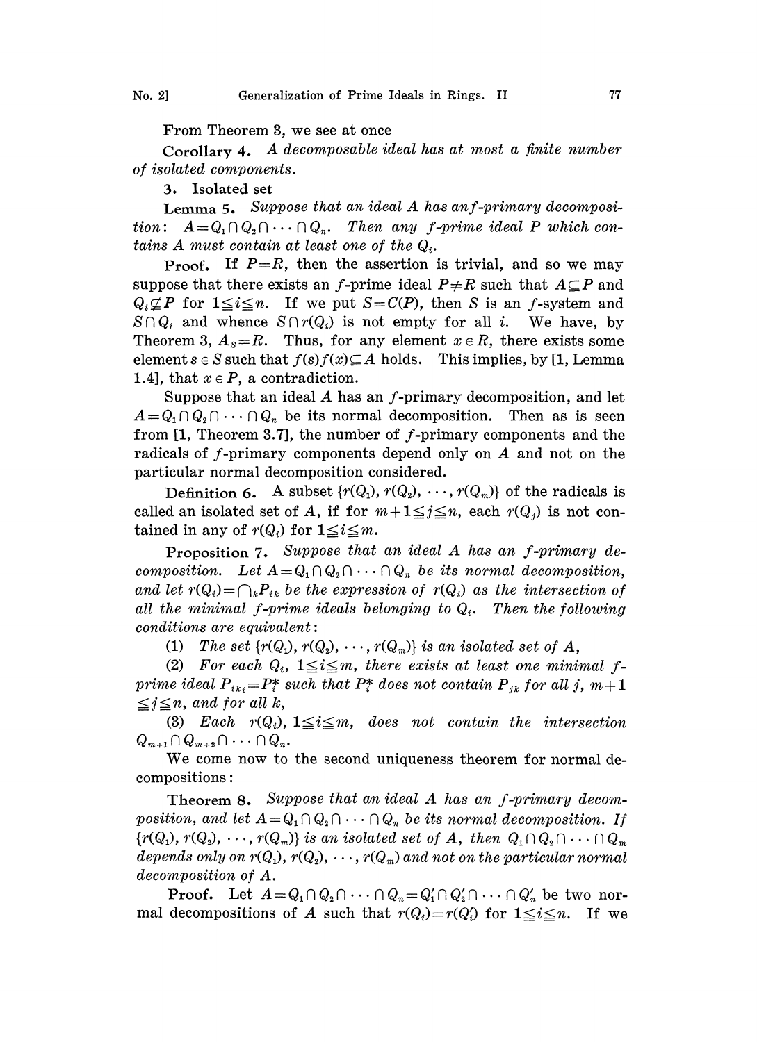From Theorem 3, we see at once

**Corollary 4.** *A decomposable ideal has at most a finite number of isolated components.*

### 3. Isolated set

**Lemma 5.** *Suppose that an ideal $A$ has an $f$-primary decomposition: $A=Q_1\cap Q_2\cap\cdots\cap Q_n$. Then any $f$-prime ideal $P$ which contains $A$ must contain at least one of the $Q_i$.*

**Proof.** If $P=R$, then the assertion is trivial, and so we may suppose that there exists an $f$-prime ideal $P\neq R$ such that $A\subseteq P$ and $Q_i\nsubseteq P$ for $1\leqq i\leqq n$. If we put $S=C(P)$, then $S$ is an $f$-system and $S\cap Q_i$ and whence $S\cap r(Q_i)$ is not empty for all $i$. We have, by Theorem 3, $A_S=R$. Thus, for any element $x\in R$, there exists some element $s\in S$ such that $f(s)f(x)\subseteq A$ holds. This implies, by [1, Lemma 1.4], that $x\in P$, a contradiction.

Suppose that an ideal $A$ has an $f$-primary decomposition, and let $A=Q_1\cap Q_2\cap\cdots\cap Q_n$ be its normal decomposition. Then as is seen from [1, Theorem 3.7], the number of $f$-primary components and the radicals of $f$-primary components depend only on $A$ and not on the particular normal decomposition considered.

**Definition 6.** A subset $\{r(Q_1), r(Q_2), \cdots, r(Q_m)\}$ of the radicals is called an isolated set of $A$, if for $m+1\leqq j\leqq n$, each $r(Q_j)$ is not contained in any of $r(Q_i)$ for $1\leqq i\leqq m$.

**Proposition 7.** *Suppose that an ideal $A$ has an $f$-primary decomposition. Let $A=Q_1\cap Q_2\cap\cdots\cap Q_n$ be its normal decomposition, and let $r(Q_i)=\bigcap_k P_{ik}$ be the expression of $r(Q_i)$ as the intersection of all the minimal $f$-prime ideals belonging to $Q_i$. Then the following conditions are equivalent:*

(1) *The set $\{r(Q_1), r(Q_2), \cdots, r(Q_m)\}$ is an isolated set of $A$,*

(2) *For each $Q_i$, $1\leqq i\leqq m$, there exists at least one minimal $f$-prime ideal $P_{ik_i}=P_i^*$ such that $P_i^*$ does not contain $P_{jk}$ for all $j$, $m+1\leqq j\leqq n$, and for all $k$,*

(3) *Each $r(Q_i)$, $1\leqq i\leqq m$, does not contain the intersection $Q_{m+1}\cap Q_{m+2}\cap\cdots\cap Q_n$.*

We come now to the second uniqueness theorem for normal decompositions:

**Theorem 8.** *Suppose that an ideal $A$ has an $f$-primary decomposition, and let $A=Q_1\cap Q_2\cap\cdots\cap Q_n$ be its normal decomposition. If $\{r(Q_1), r(Q_2), \cdots, r(Q_m)\}$ is an isolated set of $A$, then $Q_1\cap Q_2\cap\cdots\cap Q_m$ depends only on $r(Q_1), r(Q_2), \cdots, r(Q_m)$ and not on the particular normal decomposition of $A$.*

**Proof.** Let $A=Q_1\cap Q_2\cap\cdots\cap Q_n=Q_1'\cap Q_2'\cap\cdots\cap Q_n'$ be two normal decompositions of $A$ such that $r(Q_i)=r(Q_i')$ for $1\leqq i\leqq n$. If we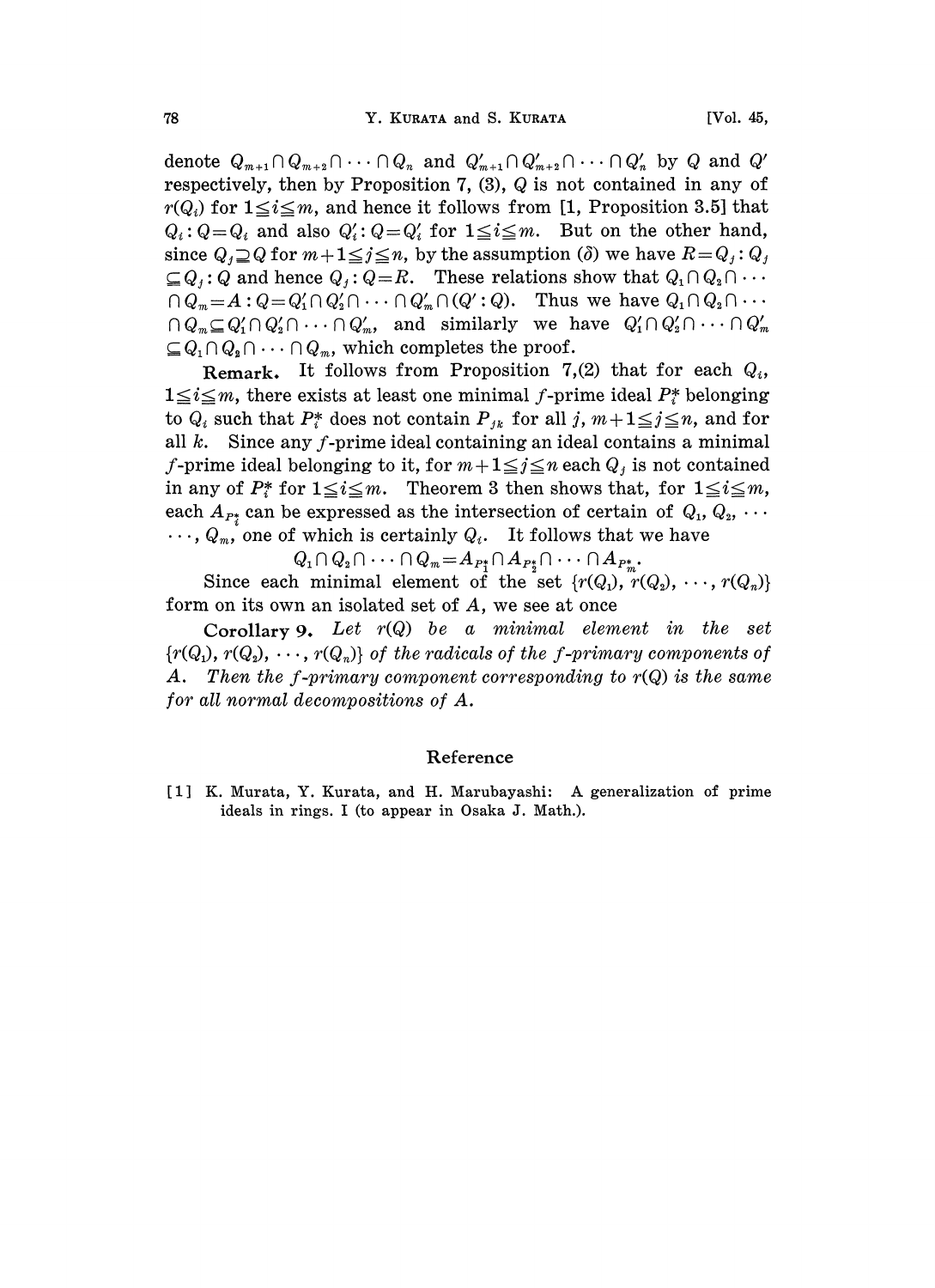denote $Q_{m+1} \cap Q_{m+2} \cap \cdots \cap Q_n$ and $Q'_{m+1} \cap Q'_{m+2} \cap \cdots \cap Q'_n$ by $Q$ and $Q'$ respectively, then by Proposition 7, (3), $Q$ is not contained in any of $r(Q_i)$ for $1 \leqq i \leqq m$, and hence it follows from [1, Proposition 3.5] that $Q_i : Q = Q_i$ and also $Q'_i : Q = Q'_i$ for $1 \leqq i \leqq m$. But on the other hand, since $Q_j \supseteq Q$ for $m+1 \leqq j \leqq n$, by the assumption ($\delta$) we have $R = Q_j : Q_j \subseteq Q_j : Q$ and hence $Q_j : Q = R$. These relations show that $Q_1 \cap Q_2 \cap \cdots \cap Q_m = A : Q = Q'_1 \cap Q'_2 \cap \cdots \cap Q'_m \cap (Q' : Q)$. Thus we have $Q_1 \cap Q_2 \cap \cdots \cap Q_m \subseteq Q'_1 \cap Q'_2 \cap \cdots \cap Q'_m$, and similarly we have $Q'_1 \cap Q'_2 \cap \cdots \cap Q'_m \subseteq Q_1 \cap Q_2 \cap \cdots \cap Q_m$, which completes the proof.

**Remark.** It follows from Proposition 7,(2) that for each $Q_i$, $1 \leqq i \leqq m$, there exists at least one minimal $f$-prime ideal $P_i^*$ belonging to $Q_i$ such that $P_i^*$ does not contain $P_{jk}$ for all $j$, $m+1 \leqq j \leqq n$, and for all $k$. Since any $f$-prime ideal containing an ideal contains a minimal $f$-prime ideal belonging to it, for $m+1 \leqq j \leqq n$ each $Q_j$ is not contained in any of $P_i^*$ for $1 \leqq i \leqq m$. Theorem 3 then shows that, for $1 \leqq i \leqq m$, each $A_{P_i^*}$ can be expressed as the intersection of certain of $Q_1, Q_2, \cdots \cdots, Q_m$, one of which is certainly $Q_i$. It follows that we have

$$Q_1 \cap Q_2 \cap \cdots \cap Q_m = A_{P_1^*} \cap A_{P_2^*} \cap \cdots \cap A_{P_m^*}.$$

Since each minimal element of the set $\{r(Q_1), r(Q_2), \cdots, r(Q_n)\}$ form on its own an isolated set of $A$, we see at once

**Corollary 9.** *Let $r(Q)$ be a minimal element in the set $\{r(Q_1), r(Q_2), \cdots, r(Q_n)\}$ of the radicals of the $f$-primary components of $A$. Then the $f$-primary component corresponding to $r(Q)$ is the same for all normal decompositions of $A$.*

## Reference

[1] K. Murata, Y. Kurata, and H. Marubayashi: A generalization of prime ideals in rings. I (to appear in Osaka J. Math.).